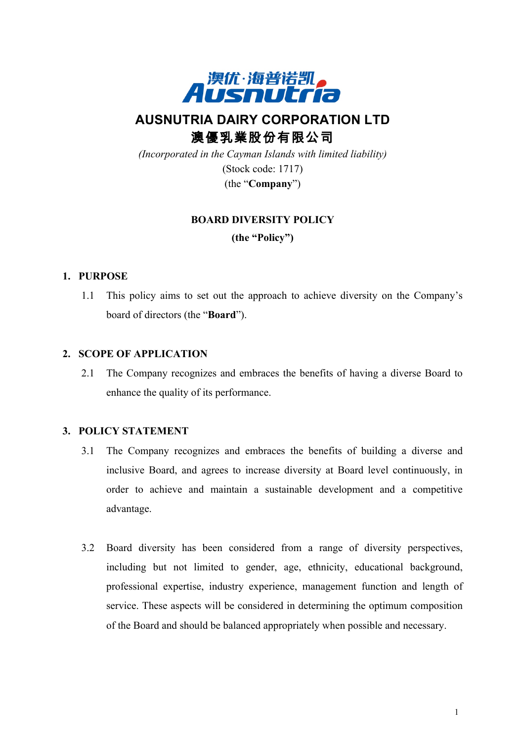# AUSNUTRIA DAIRY CORPORATION LTD

# 澳優乳業股份有限公司

*(Incorporated in the Cayman Islands with limited liability)*

(Stock code: 1717)

(the "**Company**")

## BOARD DIVERSITY POLICY

**(the "Policy")**

### 1. PURPOSE

1.1 This policy aims to set out the approach to achieve diversity on the Company's board of directors (the "**Board**").

### 2. SCOPE OF APPLICATION

2.1 The Company recognizes and embraces the benefits of having a diverse Board to enhance the quality of its performance.

### 3. POLICY STATEMENT

3.1 The Company recognizes and embraces the benefits of building a diverse and inclusive Board, and agrees to increase diversity at Board level continuously, in order to achieve and maintain a sustainable development and a competitive advantage.

3.2 Board diversity has been considered from a range of diversity perspectives, including but not limited to gender, age, ethnicity, educational background, professional expertise, industry experience, management function and length of service. These aspects will be considered in determining the optimum composition of the Board and should be balanced appropriately when possible and necessary.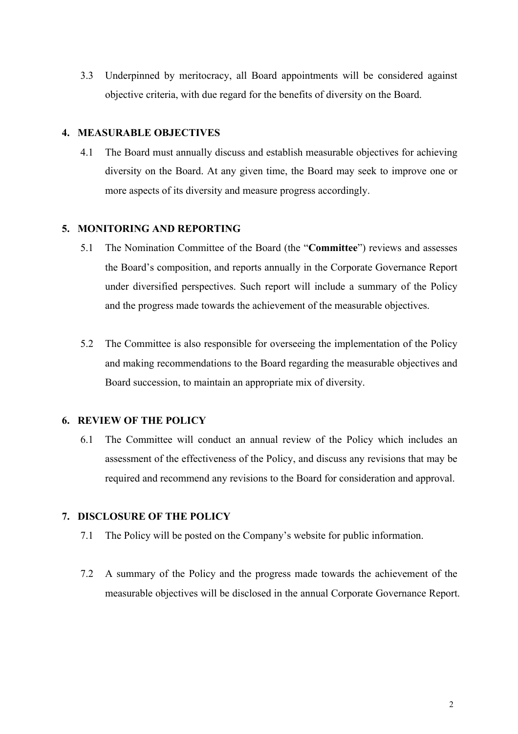3.3 Underpinned by meritocracy, all Board appointments will be considered against objective criteria, with due regard for the benefits of diversity on the Board.

## 4. MEASURABLE OBJECTIVES

4.1 The Board must annually discuss and establish measurable objectives for achieving diversity on the Board. At any given time, the Board may seek to improve one or more aspects of its diversity and measure progress accordingly.

## 5. MONITORING AND REPORTING

5.1 The Nomination Committee of the Board (the "**Committee**") reviews and assesses the Board's composition, and reports annually in the Corporate Governance Report under diversified perspectives. Such report will include a summary of the Policy and the progress made towards the achievement of the measurable objectives.

5.2 The Committee is also responsible for overseeing the implementation of the Policy and making recommendations to the Board regarding the measurable objectives and Board succession, to maintain an appropriate mix of diversity.

## 6. REVIEW OF THE POLICY

6.1 The Committee will conduct an annual review of the Policy which includes an assessment of the effectiveness of the Policy, and discuss any revisions that may be required and recommend any revisions to the Board for consideration and approval.

## 7. DISCLOSURE OF THE POLICY

7.1 The Policy will be posted on the Company's website for public information.

7.2 A summary of the Policy and the progress made towards the achievement of the measurable objectives will be disclosed in the annual Corporate Governance Report.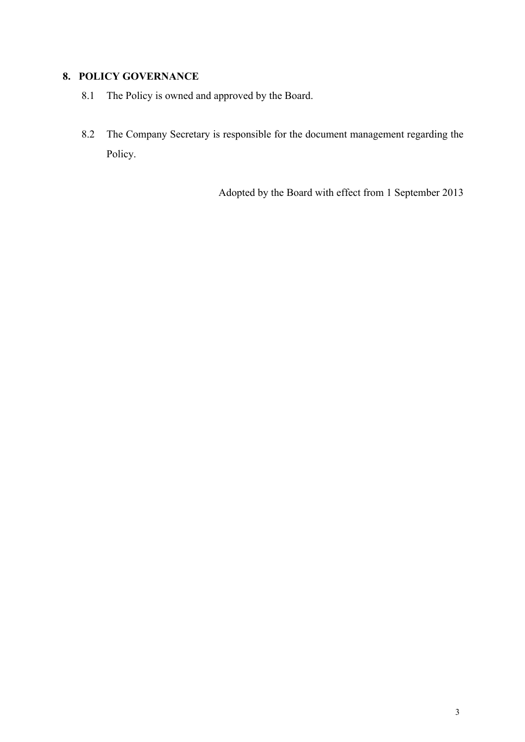## 8. POLICY GOVERNANCE

8.1 The Policy is owned and approved by the Board.

8.2 The Company Secretary is responsible for the document management regarding the Policy.

Adopted by the Board with effect from 1 September 2013